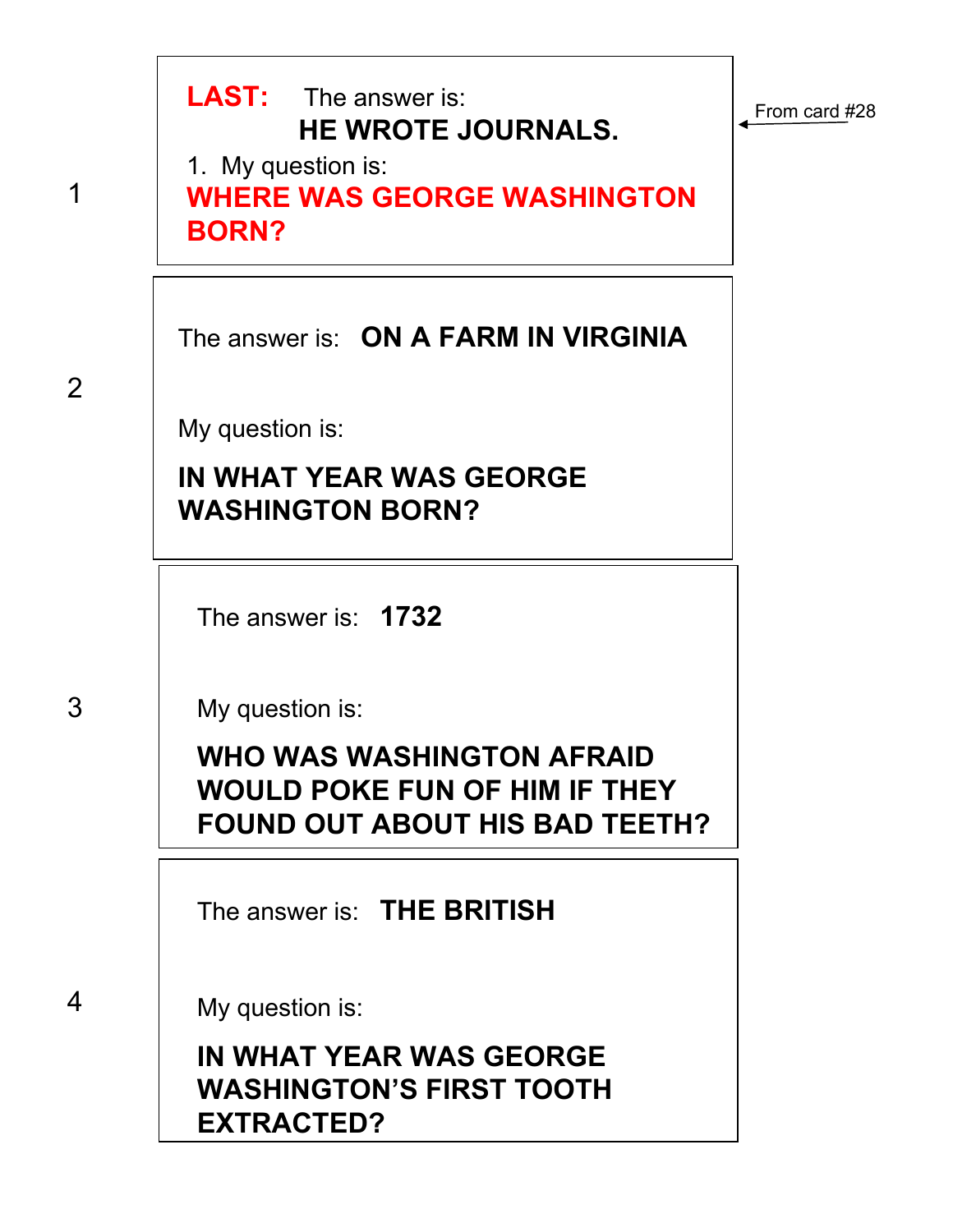1

**LAST:** The answer is:

**HE WROTE JOURNALS.**

1. My question is:

**WHERE WAS GEORGE WASHINGTON BORN?**

From card #28

---

2

The answer is: **ON A FARM IN VIRGINIA**

My question is:

**IN WHAT YEAR WAS GEORGE WASHINGTON BORN?**

---

3

The answer is: **1732**

My question is:

**WHO WAS WASHINGTON AFRAID WOULD POKE FUN OF HIM IF THEY FOUND OUT ABOUT HIS BAD TEETH?**

---

4

The answer is: **THE BRITISH**

My question is:

**IN WHAT YEAR WAS GEORGE WASHINGTON'S FIRST TOOTH EXTRACTED?**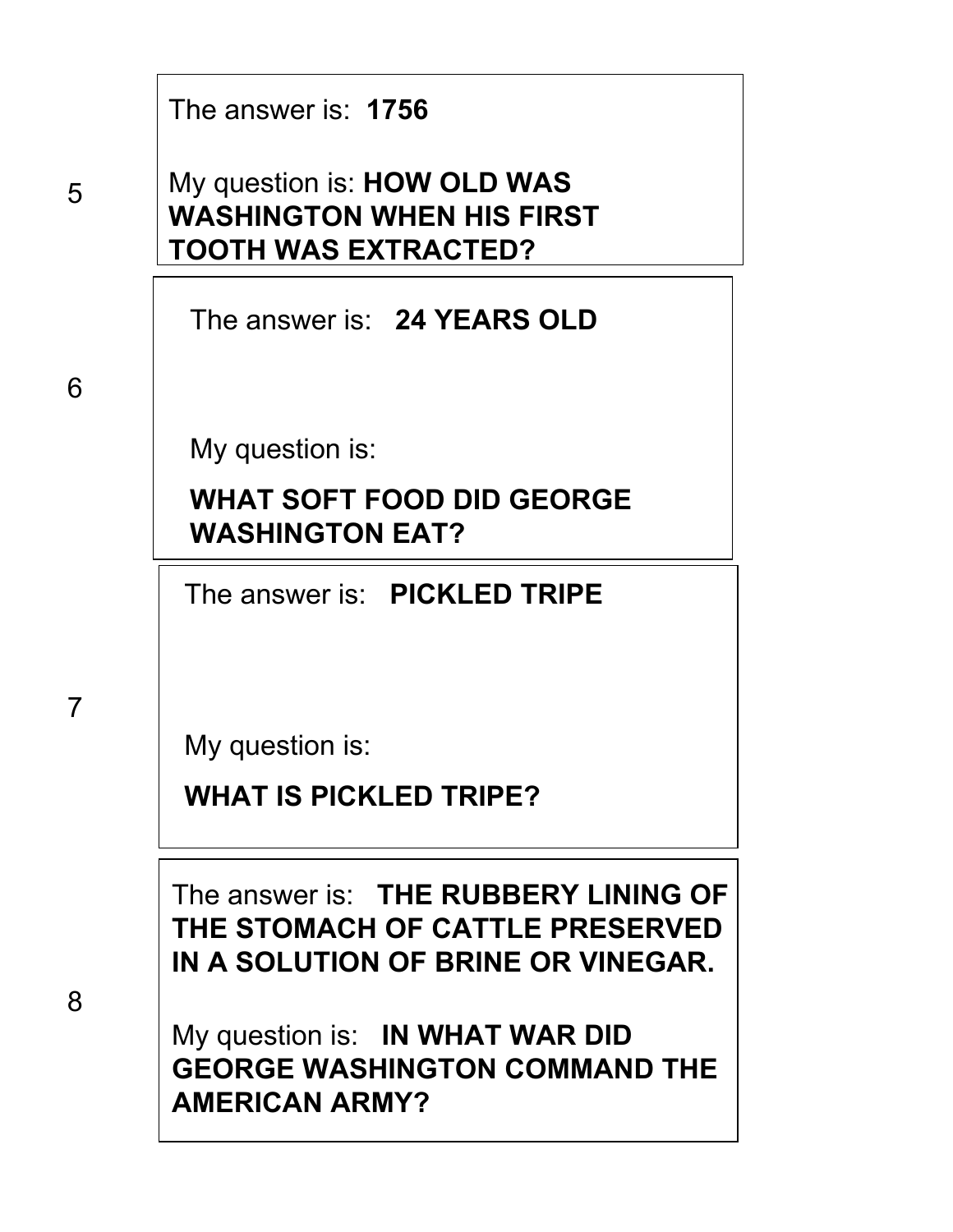5

The answer is: **1756**

My question is: **HOW OLD WAS WASHINGTON WHEN HIS FIRST TOOTH WAS EXTRACTED?**

6

The answer is: **24 YEARS OLD**

My question is:

**WHAT SOFT FOOD DID GEORGE WASHINGTON EAT?**

7

The answer is: **PICKLED TRIPE**

My question is:

**WHAT IS PICKLED TRIPE?**

8

The answer is: **THE RUBBERY LINING OF THE STOMACH OF CATTLE PRESERVED IN A SOLUTION OF BRINE OR VINEGAR.**

My question is: **IN WHAT WAR DID GEORGE WASHINGTON COMMAND THE AMERICAN ARMY?**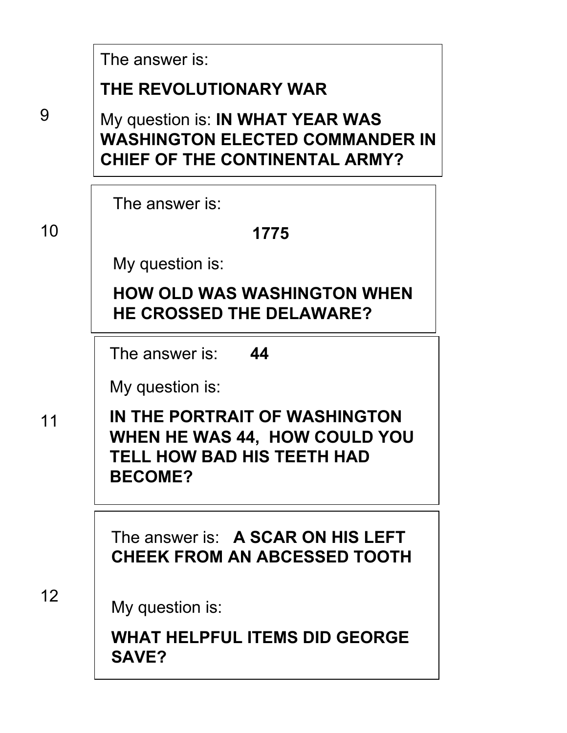**9**

The answer is:

**THE REVOLUTIONARY WAR**

My question is: **IN WHAT YEAR WAS WASHINGTON ELECTED COMMANDER IN CHIEF OF THE CONTINENTAL ARMY?**

**10**

The answer is:

**1775**

My question is:

**HOW OLD WAS WASHINGTON WHEN HE CROSSED THE DELAWARE?**

**11**

The answer is: **44**

My question is:

**IN THE PORTRAIT OF WASHINGTON WHEN HE WAS 44, HOW COULD YOU TELL HOW BAD HIS TEETH HAD BECOME?**

**12**

The answer is: **A SCAR ON HIS LEFT CHEEK FROM AN ABCESSED TOOTH**

My question is:

**WHAT HELPFUL ITEMS DID GEORGE SAVE?**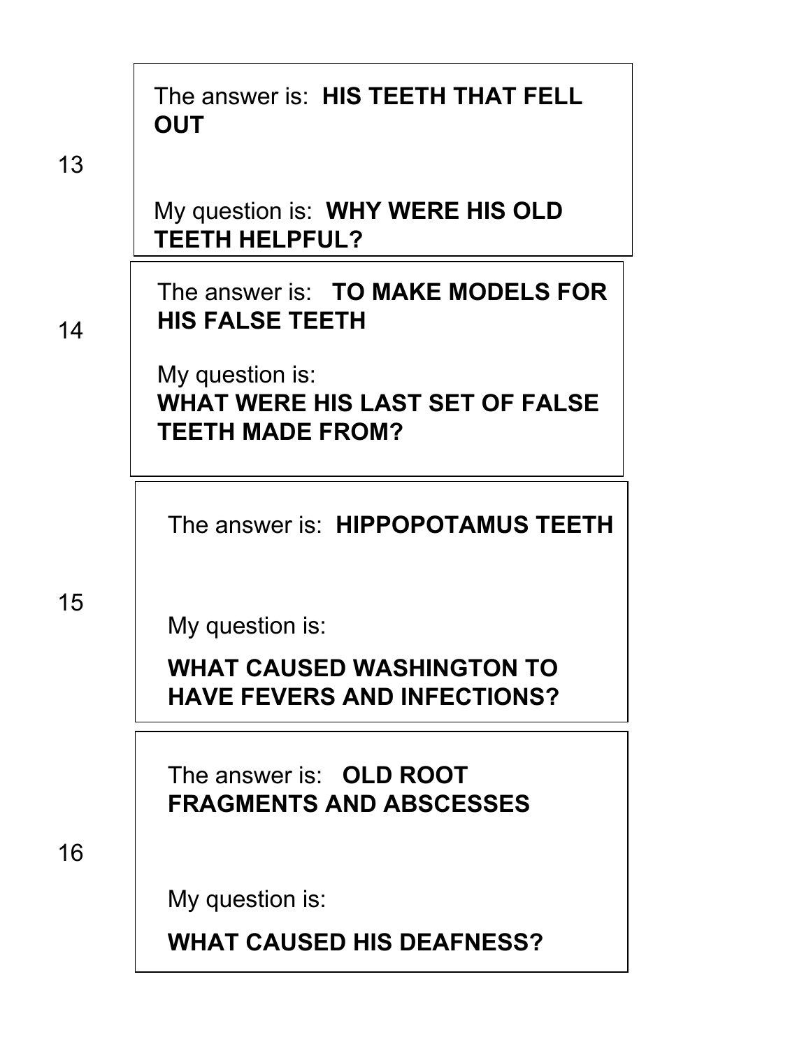13

The answer is: **HIS TEETH THAT FELL OUT**

My question is: **WHY WERE HIS OLD TEETH HELPFUL?**

14

The answer is: **TO MAKE MODELS FOR HIS FALSE TEETH**

My question is:
**WHAT WERE HIS LAST SET OF FALSE TEETH MADE FROM?**

15

The answer is: **HIPPOPOTAMUS TEETH**

My question is:

**WHAT CAUSED WASHINGTON TO HAVE FEVERS AND INFECTIONS?**

16

The answer is: **OLD ROOT FRAGMENTS AND ABSCESSES**

My question is:

**WHAT CAUSED HIS DEAFNESS?**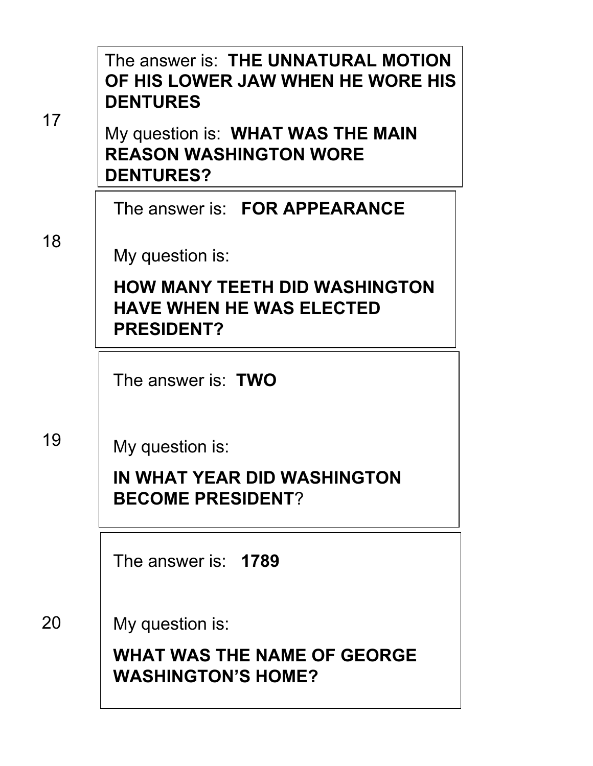**17**

The answer is: **THE UNNATURAL MOTION OF HIS LOWER JAW WHEN HE WORE HIS DENTURES**

My question is: **WHAT WAS THE MAIN REASON WASHINGTON WORE DENTURES?**

**18**

The answer is: **FOR APPEARANCE**

My question is:

**HOW MANY TEETH DID WASHINGTON HAVE WHEN HE WAS ELECTED PRESIDENT?**

**19**

The answer is: **TWO**

My question is:

**IN WHAT YEAR DID WASHINGTON BECOME PRESIDENT**?

**20**

The answer is: **1789**

My question is:

**WHAT WAS THE NAME OF GEORGE WASHINGTON'S HOME?**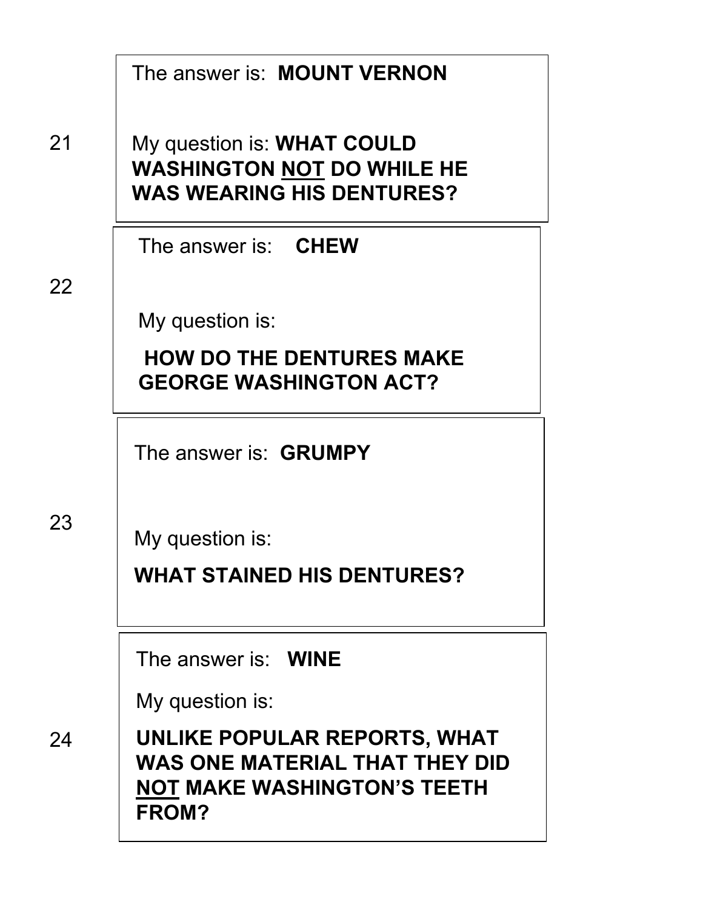21

The answer is: **MOUNT VERNON**

My question is: **WHAT COULD WASHINGTON <u>NOT</u> DO WHILE HE WAS WEARING HIS DENTURES?**

22

The answer is: **CHEW**

My question is:

**HOW DO THE DENTURES MAKE GEORGE WASHINGTON ACT?**

23

The answer is: **GRUMPY**

My question is:

**WHAT STAINED HIS DENTURES?**

24

The answer is: **WINE**

My question is:

**UNLIKE POPULAR REPORTS, WHAT WAS ONE MATERIAL THAT THEY DID <u>NOT</u> MAKE WASHINGTON'S TEETH FROM?**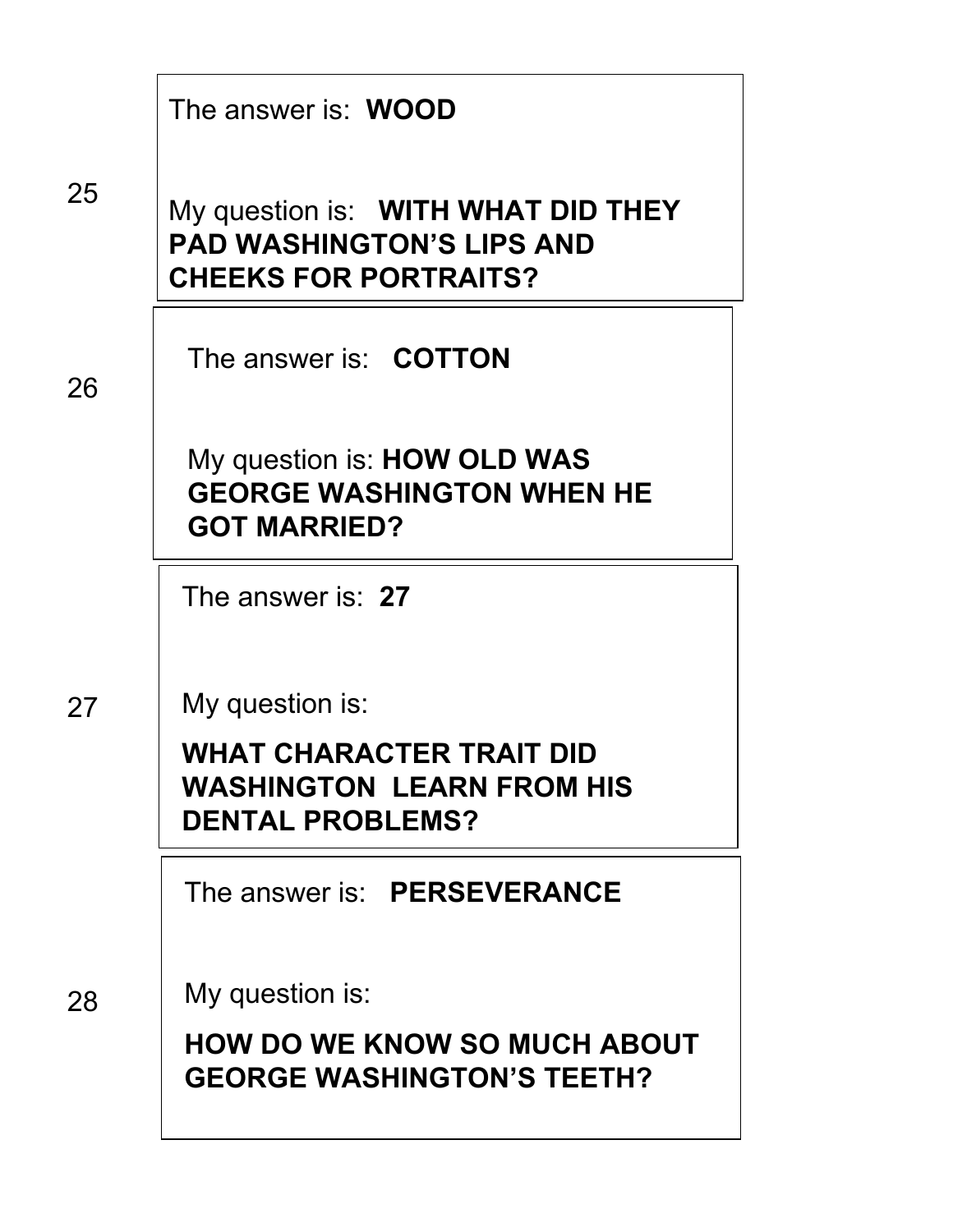25

The answer is: **WOOD**

My question is: **WITH WHAT DID THEY PAD WASHINGTON'S LIPS AND CHEEKS FOR PORTRAITS?**

26

The answer is: **COTTON**

My question is: **HOW OLD WAS GEORGE WASHINGTON WHEN HE GOT MARRIED?**

27

The answer is: **27**

My question is:

**WHAT CHARACTER TRAIT DID WASHINGTON LEARN FROM HIS DENTAL PROBLEMS?**

28

The answer is: **PERSEVERANCE**

My question is:

**HOW DO WE KNOW SO MUCH ABOUT GEORGE WASHINGTON'S TEETH?**